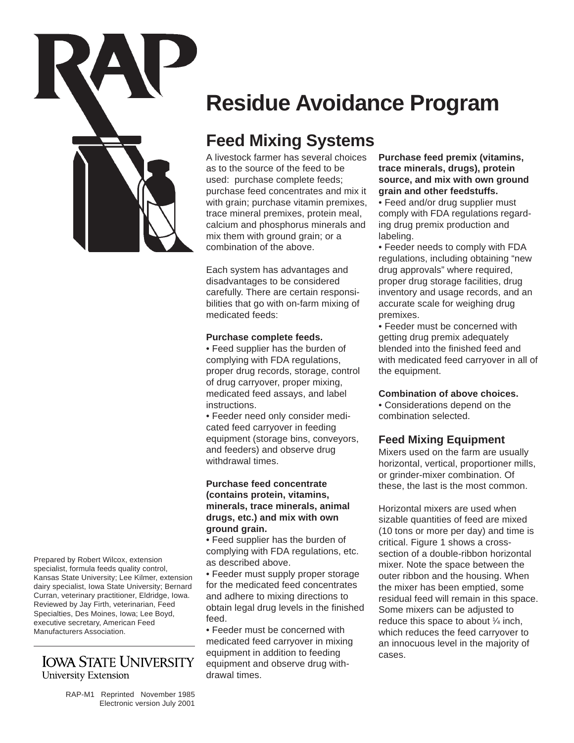# Residue Avoidance Program

## Feed Mixing Systems

A livestock farmer has several choices as to the source of the feed to be used: purchase complete feeds; purchase feed concentrates and mix it with grain; purchase vitamin premixes, trace mineral premixes, protein meal, calcium and phosphorus minerals and mix them with ground grain; or a combination of the above.

Each system has advantages and disadvantages to be considered carefully. There are certain responsibilities that go with on-farm mixing of medicated feeds:

**Purchase complete feeds.**

- Feed supplier has the burden of complying with FDA regulations, proper drug records, storage, control of drug carryover, proper mixing, medicated feed assays, and label instructions.
- Feeder need only consider medicated feed carryover in feeding equipment (storage bins, conveyors, and feeders) and observe drug withdrawal times.

**Purchase feed concentrate (contains protein, vitamins, minerals, trace minerals, animal drugs, etc.) and mix with own ground grain.**

- Feed supplier has the burden of complying with FDA regulations, etc. as described above.
- Feeder must supply proper storage for the medicated feed concentrates and adhere to mixing directions to obtain legal drug levels in the finished feed.
- Feeder must be concerned with medicated feed carryover in mixing equipment in addition to feeding equipment and observe drug withdrawal times.

**Purchase feed premix (vitamins, trace minerals, drugs), protein source, and mix with own ground grain and other feedstuffs.**

- Feed and/or drug supplier must comply with FDA regulations regarding drug premix production and labeling.
- Feeder needs to comply with FDA regulations, including obtaining "new drug approvals" where required, proper drug storage facilities, drug inventory and usage records, and an accurate scale for weighing drug premixes.
- Feeder must be concerned with getting drug premix adequately blended into the finished feed and with medicated feed carryover in all of the equipment.

**Combination of above choices.**

- Considerations depend on the combination selected.

### Feed Mixing Equipment

Mixers used on the farm are usually horizontal, vertical, proportioner mills, or grinder-mixer combination. Of these, the last is the most common.

Horizontal mixers are used when sizable quantities of feed are mixed (10 tons or more per day) and time is critical. Figure 1 shows a cross-section of a double-ribbon horizontal mixer. Note the space between the outer ribbon and the housing. When the mixer has been emptied, some residual feed will remain in this space. Some mixers can be adjusted to reduce this space to about ¼ inch, which reduces the feed carryover to an innocuous level in the majority of cases.

Prepared by Robert Wilcox, extension specialist, formula feeds quality control, Kansas State University; Lee Kilmer, extension dairy specialist, Iowa State University; Bernard Curran, veterinary practitioner, Eldridge, Iowa. Reviewed by Jay Firth, veterinarian, Feed Specialties, Des Moines, Iowa; Lee Boyd, executive secretary, American Feed Manufacturers Association.

IOWA STATE UNIVERSITY
University Extension

RAP-M1 Reprinted November 1985
Electronic version July 2001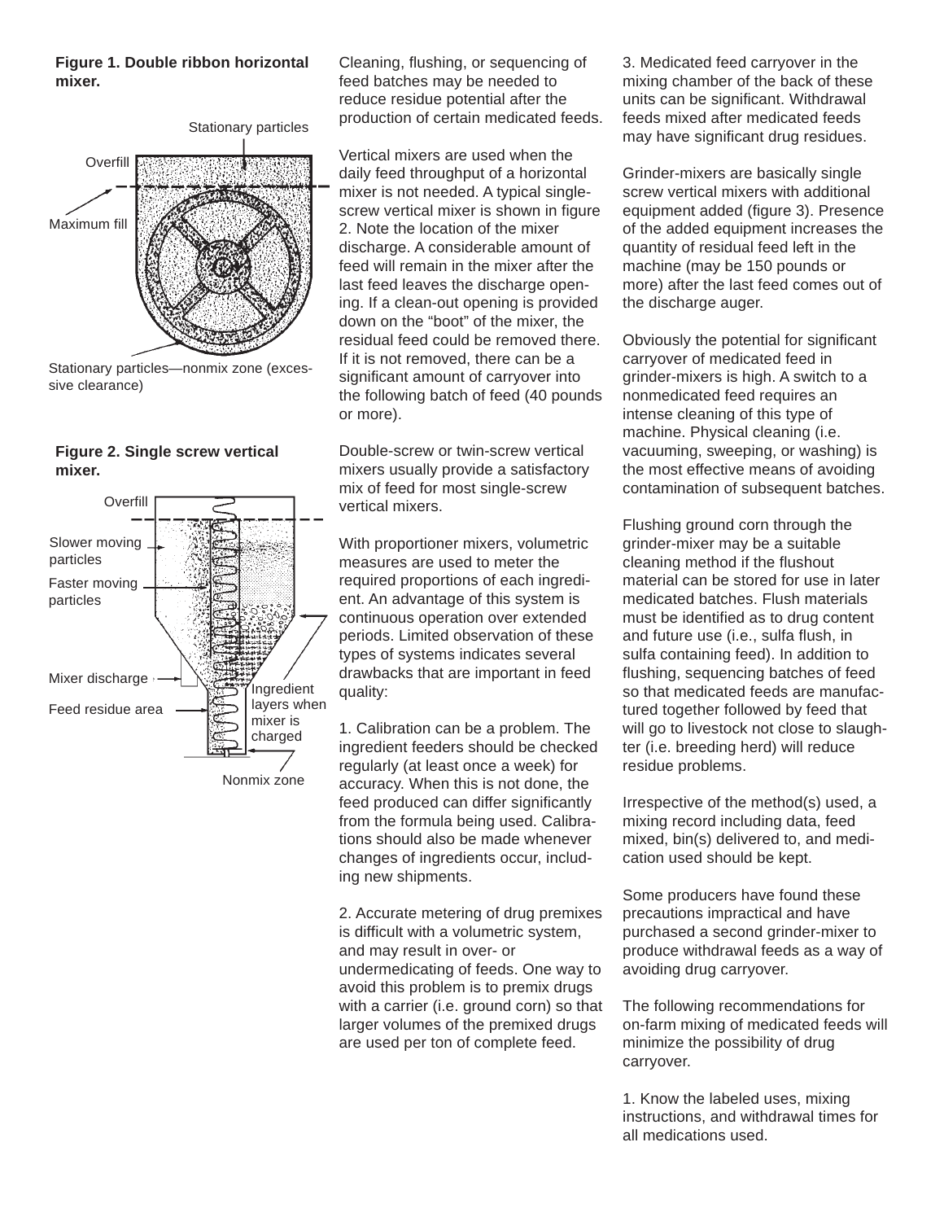**Figure 1. Double ribbon horizontal mixer.**

Stationary particles

Overfill

Maximum fill

Stationary particles—nonmix zone (excessive clearance)

**Figure 2. Single screw vertical mixer.**

Overfill

Slower moving particles

Faster moving particles

Mixer discharge

Feed residue area

Ingredient layers when mixer is charged

Nonmix zone

Cleaning, flushing, or sequencing of feed batches may be needed to reduce residue potential after the production of certain medicated feeds.

Vertical mixers are used when the daily feed throughput of a horizontal mixer is not needed. A typical single-screw vertical mixer is shown in figure 2. Note the location of the mixer discharge. A considerable amount of feed will remain in the mixer after the last feed leaves the discharge opening. If a clean-out opening is provided down on the "boot" of the mixer, the residual feed could be removed there. If it is not removed, there can be a significant amount of carryover into the following batch of feed (40 pounds or more).

Double-screw or twin-screw vertical mixers usually provide a satisfactory mix of feed for most single-screw vertical mixers.

With proportioner mixers, volumetric measures are used to meter the required proportions of each ingredient. An advantage of this system is continuous operation over extended periods. Limited observation of these types of systems indicates several drawbacks that are important in feed quality:

1. Calibration can be a problem. The ingredient feeders should be checked regularly (at least once a week) for accuracy. When this is not done, the feed produced can differ significantly from the formula being used. Calibrations should also be made whenever changes of ingredients occur, including new shipments.

2. Accurate metering of drug premixes is difficult with a volumetric system, and may result in over- or undermedicating of feeds. One way to avoid this problem is to premix drugs with a carrier (i.e. ground corn) so that larger volumes of the premixed drugs are used per ton of complete feed.

3. Medicated feed carryover in the mixing chamber of the back of these units can be significant. Withdrawal feeds mixed after medicated feeds may have significant drug residues.

Grinder-mixers are basically single screw vertical mixers with additional equipment added (figure 3). Presence of the added equipment increases the quantity of residual feed left in the machine (may be 150 pounds or more) after the last feed comes out of the discharge auger.

Obviously the potential for significant carryover of medicated feed in grinder-mixers is high. A switch to a nonmedicated feed requires an intense cleaning of this type of machine. Physical cleaning (i.e. vacuuming, sweeping, or washing) is the most effective means of avoiding contamination of subsequent batches.

Flushing ground corn through the grinder-mixer may be a suitable cleaning method if the flushout material can be stored for use in later medicated batches. Flush materials must be identified as to drug content and future use (i.e., sulfa flush, in sulfa containing feed). In addition to flushing, sequencing batches of feed so that medicated feeds are manufactured together followed by feed that will go to livestock not close to slaughter (i.e. breeding herd) will reduce residue problems.

Irrespective of the method(s) used, a mixing record including data, feed mixed, bin(s) delivered to, and medication used should be kept.

Some producers have found these precautions impractical and have purchased a second grinder-mixer to produce withdrawal feeds as a way of avoiding drug carryover.

The following recommendations for on-farm mixing of medicated feeds will minimize the possibility of drug carryover.

1. Know the labeled uses, mixing instructions, and withdrawal times for all medications used.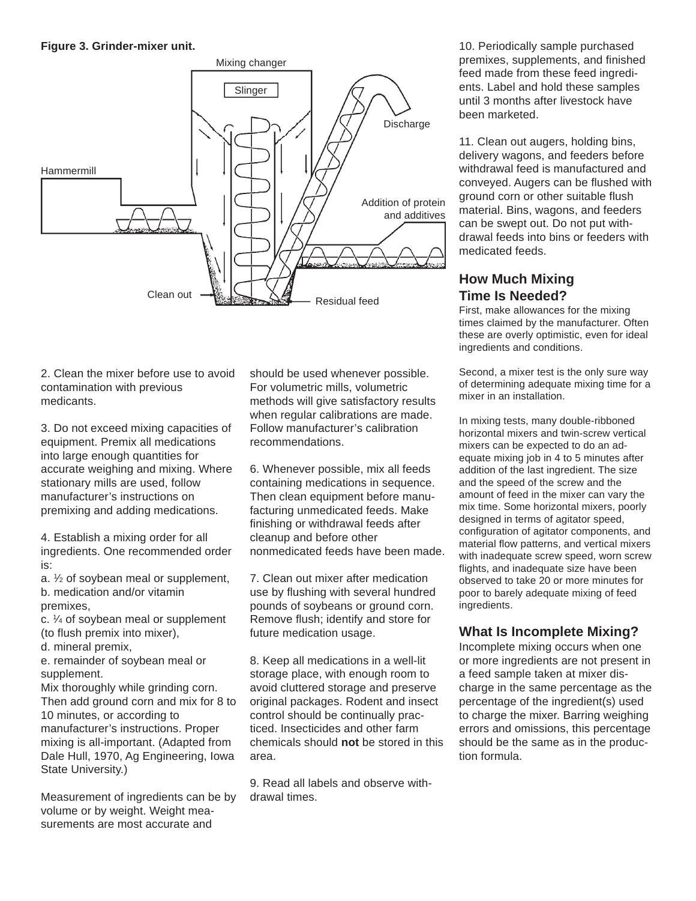**Figure 3. Grinder-mixer unit.**

2. Clean the mixer before use to avoid contamination with previous medicants.

3. Do not exceed mixing capacities of equipment. Premix all medications into large enough quantities for accurate weighing and mixing. Where stationary mills are used, follow manufacturer's instructions on premixing and adding medications.

4. Establish a mixing order for all ingredients. One recommended order is:

a. ½ of soybean meal or supplement,
b. medication and/or vitamin premixes,
c. ¼ of soybean meal or supplement (to flush premix into mixer),
d. mineral premix,
e. remainder of soybean meal or supplement.

Mix thoroughly while grinding corn. Then add ground corn and mix for 8 to 10 minutes, or according to manufacturer's instructions. Proper mixing is all-important. (Adapted from Dale Hull, 1970, Ag Engineering, Iowa State University.)

Measurement of ingredients can be by volume or by weight. Weight measurements are most accurate and should be used whenever possible. For volumetric mills, volumetric methods will give satisfactory results when regular calibrations are made. Follow manufacturer's calibration recommendations.

6. Whenever possible, mix all feeds containing medications in sequence. Then clean equipment before manufacturing unmedicated feeds. Make finishing or withdrawal feeds after cleanup and before other nonmedicated feeds have been made.

7. Clean out mixer after medication use by flushing with several hundred pounds of soybeans or ground corn. Remove flush; identify and store for future medication usage.

8. Keep all medications in a well-lit storage place, with enough room to avoid cluttered storage and preserve original packages. Rodent and insect control should be continually practiced. Insecticides and other farm chemicals should **not** be stored in this area.

9. Read all labels and observe withdrawal times.

10. Periodically sample purchased premixes, supplements, and finished feed made from these feed ingredients. Label and hold these samples until 3 months after livestock have been marketed.

11. Clean out augers, holding bins, delivery wagons, and feeders before withdrawal feed is manufactured and conveyed. Augers can be flushed with ground corn or other suitable flush material. Bins, wagons, and feeders can be swept out. Do not put withdrawal feeds into bins or feeders with medicated feeds.

## How Much Mixing Time Is Needed?

First, make allowances for the mixing times claimed by the manufacturer. Often these are overly optimistic, even for ideal ingredients and conditions.

Second, a mixer test is the only sure way of determining adequate mixing time for a mixer in an installation.

In mixing tests, many double-ribboned horizontal mixers and twin-screw vertical mixers can be expected to do an adequate mixing job in 4 to 5 minutes after addition of the last ingredient. The size and the speed of the screw and the amount of feed in the mixer can vary the mix time. Some horizontal mixers, poorly designed in terms of agitator speed, configuration of agitator components, and material flow patterns, and vertical mixers with inadequate screw speed, worn screw flights, and inadequate size have been observed to take 20 or more minutes for poor to barely adequate mixing of feed ingredients.

## What Is Incomplete Mixing?

Incomplete mixing occurs when one or more ingredients are not present in a feed sample taken at mixer discharge in the same percentage as the percentage of the ingredient(s) used to charge the mixer. Barring weighing errors and omissions, this percentage should be the same as in the production formula.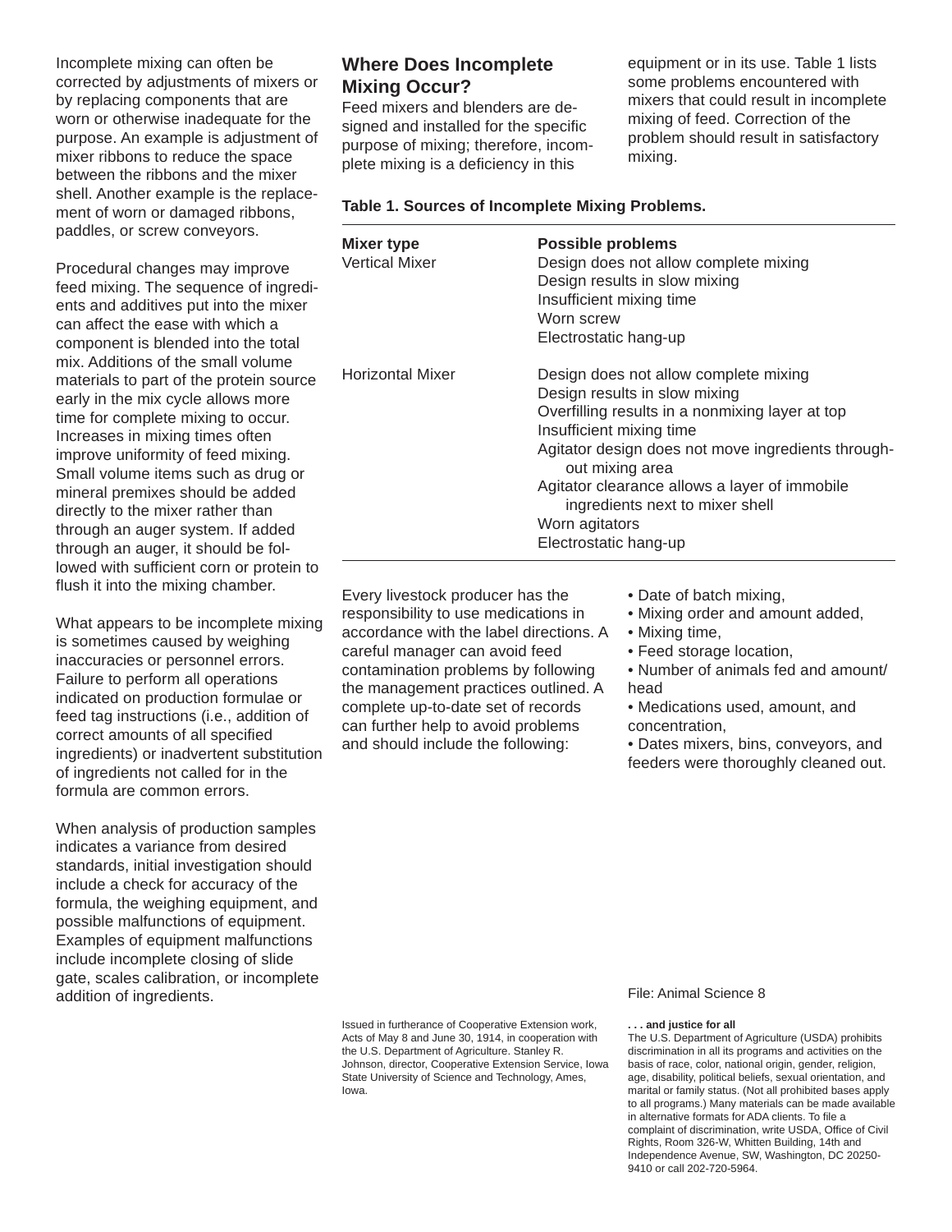Incomplete mixing can often be corrected by adjustments of mixers or by replacing components that are worn or otherwise inadequate for the purpose. An example is adjustment of mixer ribbons to reduce the space between the ribbons and the mixer shell. Another example is the replacement of worn or damaged ribbons, paddles, or screw conveyors.

Procedural changes may improve feed mixing. The sequence of ingredients and additives put into the mixer can affect the ease with which a component is blended into the total mix. Additions of the small volume materials to part of the protein source early in the mix cycle allows more time for complete mixing to occur. Increases in mixing times often improve uniformity of feed mixing. Small volume items such as drug or mineral premixes should be added directly to the mixer rather than through an auger system. If added through an auger, it should be followed with sufficient corn or protein to flush it into the mixing chamber.

What appears to be incomplete mixing is sometimes caused by weighing inaccuracies or personnel errors. Failure to perform all operations indicated on production formulae or feed tag instructions (i.e., addition of correct amounts of all specified ingredients) or inadvertent substitution of ingredients not called for in the formula are common errors.

When analysis of production samples indicates a variance from desired standards, initial investigation should include a check for accuracy of the formula, the weighing equipment, and possible malfunctions of equipment. Examples of equipment malfunctions include incomplete closing of slide gate, scales calibration, or incomplete addition of ingredients.

## Where Does Incomplete Mixing Occur?

Feed mixers and blenders are designed and installed for the specific purpose of mixing; therefore, incomplete mixing is a deficiency in this equipment or in its use. Table 1 lists some problems encountered with mixers that could result in incomplete mixing of feed. Correction of the problem should result in satisfactory mixing.

**Table 1. Sources of Incomplete Mixing Problems.**

| Mixer type | Possible problems |
|---|---|
| Vertical Mixer | Design does not allow complete mixing |
| | Design results in slow mixing |
| | Insufficient mixing time |
| | Worn screw |
| | Electrostatic hang-up |
| Horizontal Mixer | Design does not allow complete mixing |
| | Design results in slow mixing |
| | Overfilling results in a nonmixing layer at top |
| | Insufficient mixing time |
| | Agitator design does not move ingredients throughout mixing area |
| | Agitator clearance allows a layer of immobile ingredients next to mixer shell |
| | Worn agitators |
| | Electrostatic hang-up |

Every livestock producer has the responsibility to use medications in accordance with the label directions. A careful manager can avoid feed contamination problems by following the management practices outlined. A complete up-to-date set of records can further help to avoid problems and should include the following:

- Date of batch mixing,
- Mixing order and amount added,
- Mixing time,
- Feed storage location,
- Number of animals fed and amount/head
- Medications used, amount, and concentration,
- Dates mixers, bins, conveyors, and feeders were thoroughly cleaned out.

File: Animal Science 8

Issued in furtherance of Cooperative Extension work, Acts of May 8 and June 30, 1914, in cooperation with the U.S. Department of Agriculture. Stanley R. Johnson, director, Cooperative Extension Service, Iowa State University of Science and Technology, Ames, Iowa.

**. . . and justice for all**
The U.S. Department of Agriculture (USDA) prohibits discrimination in all its programs and activities on the basis of race, color, national origin, gender, religion, age, disability, political beliefs, sexual orientation, and marital or family status. (Not all prohibited bases apply to all programs.) Many materials can be made available in alternative formats for ADA clients. To file a complaint of discrimination, write USDA, Office of Civil Rights, Room 326-W, Whitten Building, 14th and Independence Avenue, SW, Washington, DC 20250-9410 or call 202-720-5964.